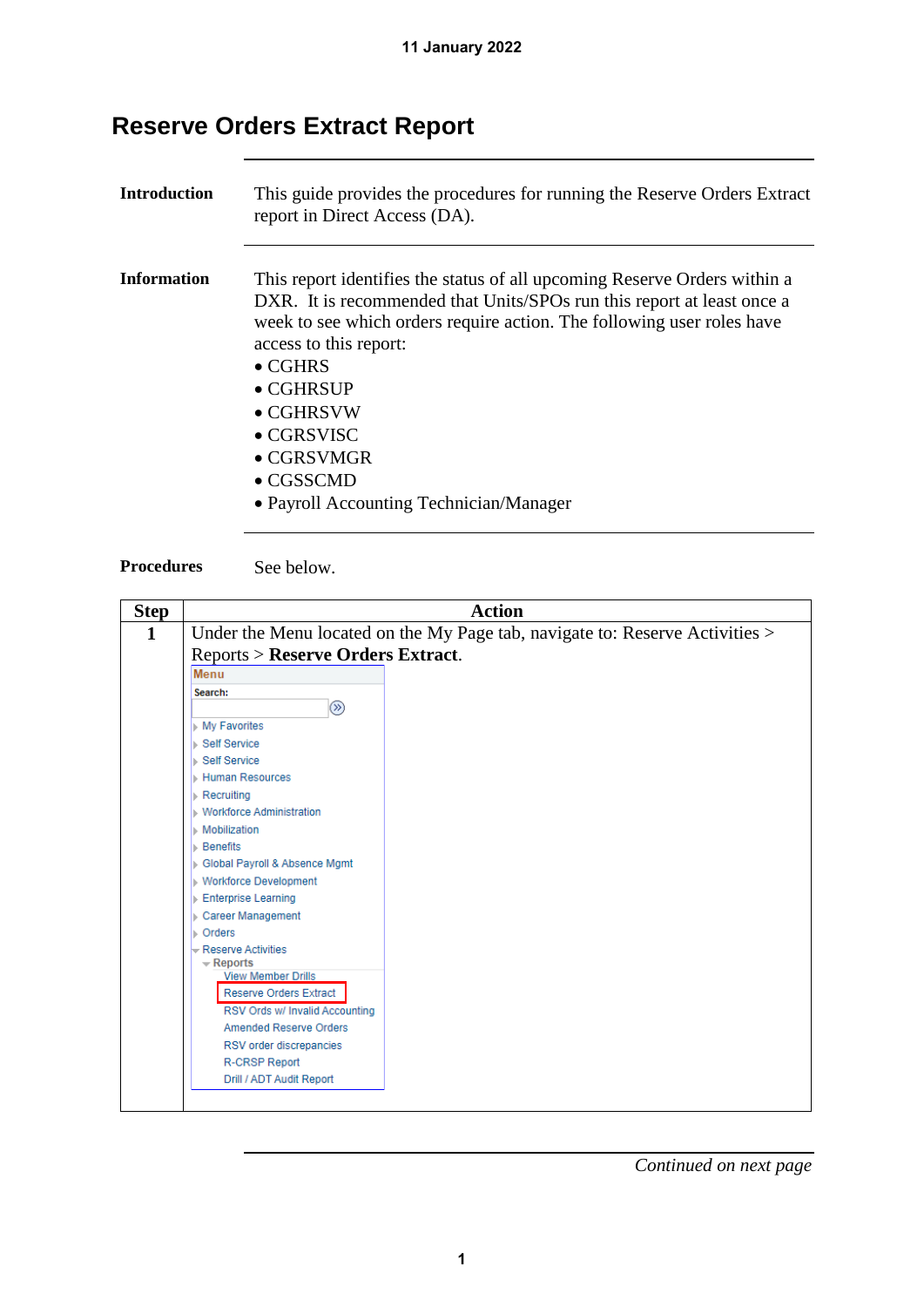# Reserve Orders Extract Report

**Introduction**

This guide provides the procedures for running the Reserve Orders Extract report in Direct Access (DA).

**Information**

This report identifies the status of all upcoming Reserve Orders within a DXR. It is recommended that Units/SPOs run this report at least once a week to see which orders require action. The following user roles have access to this report:

- CGHRS
- CGHRSUP
- CGHRSVW
- CGRSVISC
- CGRSVMGR
- CGSSCMD
- Payroll Accounting Technician/Manager

**Procedures**

See below.

| Step | Action |
|---|---|
| 1 | Under the Menu located on the My Page tab, navigate to: Reserve Activities > Reports > **Reserve Orders Extract**.<br><br>Menu<br>Search:<br>My Favorites<br>Self Service<br>Self Service<br>Human Resources<br>Recruiting<br>Workforce Administration<br>Mobilization<br>Benefits<br>Global Payroll & Absence Mgmt<br>Workforce Development<br>Enterprise Learning<br>Career Management<br>Orders<br>Reserve Activities<br>Reports<br>View Member Drills<br>Reserve Orders Extract<br>RSV Ords w/ Invalid Accounting<br>Amended Reserve Orders<br>RSV order discrepancies<br>R-CRSP Report<br>Drill / ADT Audit Report |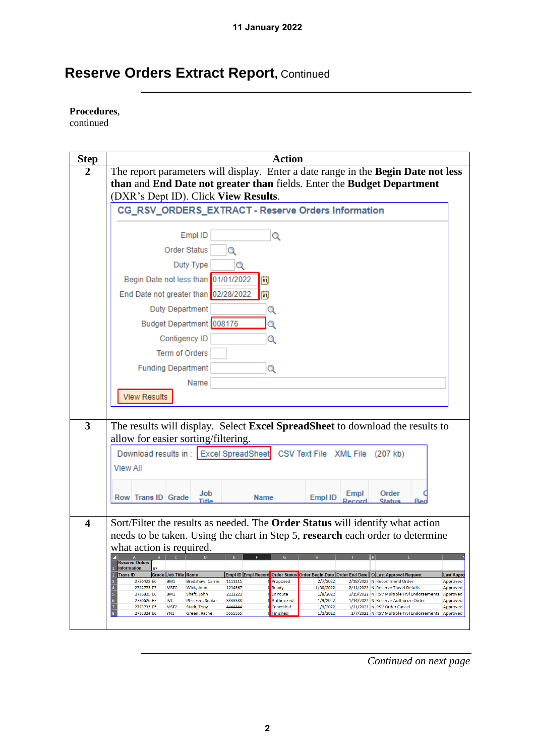# Reserve Orders Extract Report, Continued

**Procedures**, continued

| Step | Action |
|---|---|
| 2 | The report parameters will display. Enter a date range in the **Begin Date not less than** and **End Date not greater than** fields. Enter the **Budget Department** (DXR's Dept ID). Click **View Results**. |
| 3 | The results will display. Select **Excel SpreadSheet** to download the results to allow for easier sorting/filtering. |
| 4 | Sort/Filter the results as needed. The **Order Status** will identify what action needs to be taken. Using the chart in Step 5, **research** each order to determine what action is required. |

*Continued on next page*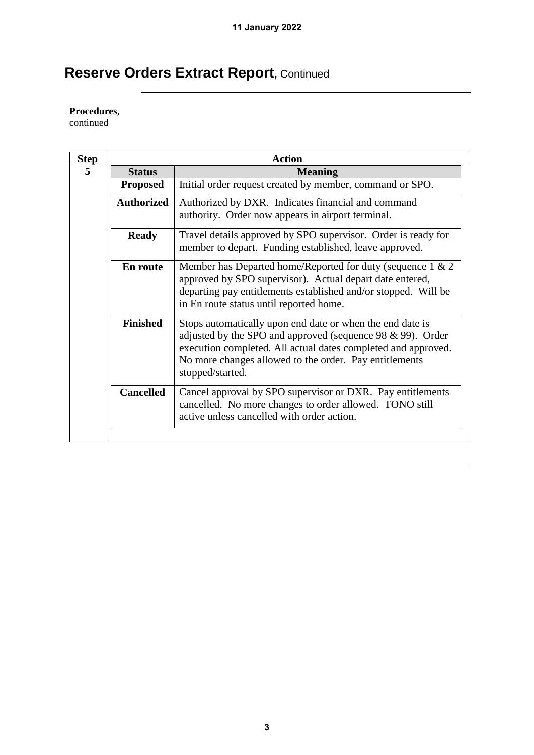# Reserve Orders Extract Report, Continued

**Procedures**, continued

| Step | Action | |
|---|---|---|
| **5** | **Status** | **Meaning** |
| | **Proposed** | Initial order request created by member, command or SPO. |
| | **Authorized** | Authorized by DXR. Indicates financial and command authority. Order now appears in airport terminal. |
| | **Ready** | Travel details approved by SPO supervisor. Order is ready for member to depart. Funding established, leave approved. |
| | **En route** | Member has Departed home/Reported for duty (sequence 1 & 2 approved by SPO supervisor). Actual depart date entered, departing pay entitlements established and/or stopped. Will be in En route status until reported home. |
| | **Finished** | Stops automatically upon end date or when the end date is adjusted by the SPO and approved (sequence 98 & 99). Order execution completed. All actual dates completed and approved. No more changes allowed to the order. Pay entitlements stopped/started. |
| | **Cancelled** | Cancel approval by SPO supervisor or DXR. Pay entitlements cancelled. No more changes to order allowed. TONO still active unless cancelled with order action. |